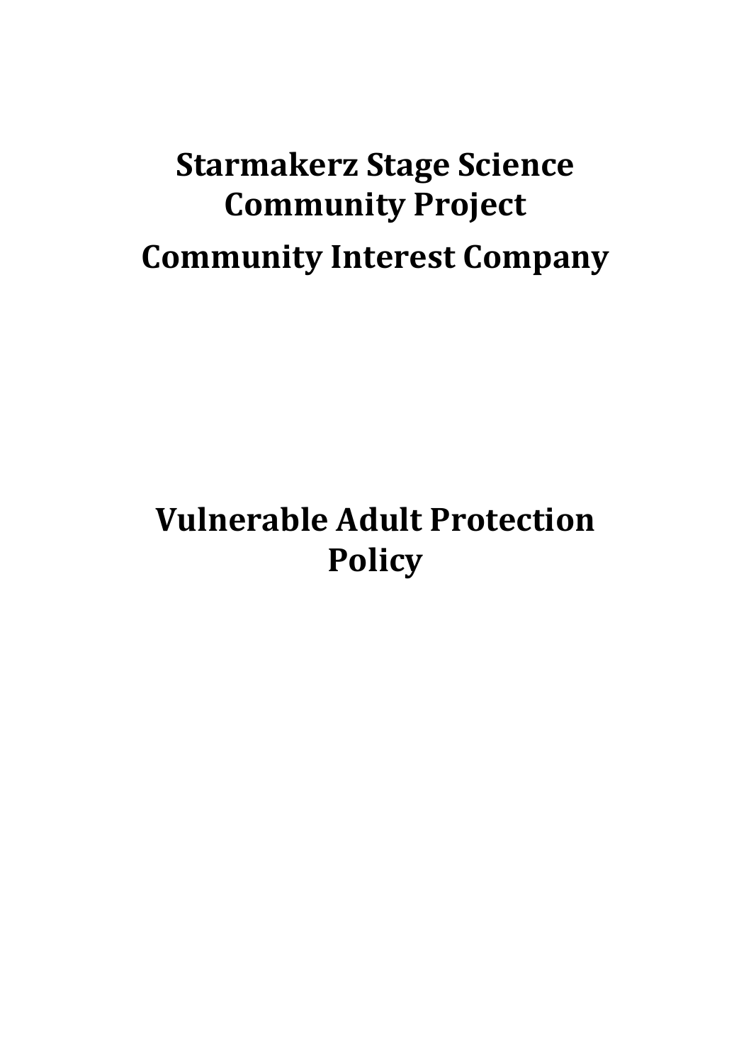# Starmakerz Stage Science Community Project

# Community Interest Company

# Vulnerable Adult Protection Policy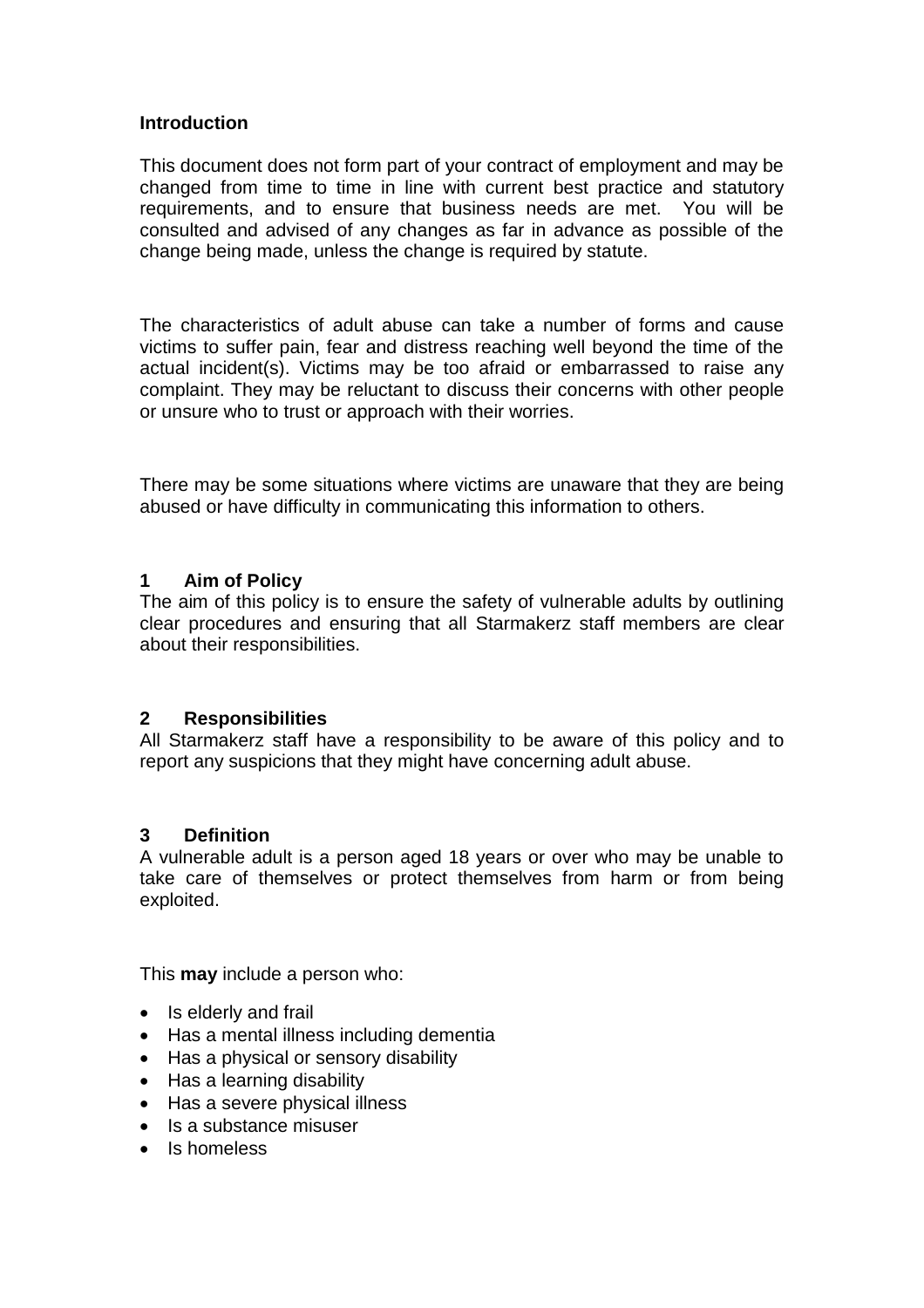**Introduction**

This document does not form part of your contract of employment and may be changed from time to time in line with current best practice and statutory requirements, and to ensure that business needs are met. You will be consulted and advised of any changes as far in advance as possible of the change being made, unless the change is required by statute.

The characteristics of adult abuse can take a number of forms and cause victims to suffer pain, fear and distress reaching well beyond the time of the actual incident(s). Victims may be too afraid or embarrassed to raise any complaint. They may be reluctant to discuss their concerns with other people or unsure who to trust or approach with their worries.

There may be some situations where victims are unaware that they are being abused or have difficulty in communicating this information to others.

## 1 Aim of Policy

The aim of this policy is to ensure the safety of vulnerable adults by outlining clear procedures and ensuring that all Starmakerz staff members are clear about their responsibilities.

## 2 Responsibilities

All Starmakerz staff have a responsibility to be aware of this policy and to report any suspicions that they might have concerning adult abuse.

## 3 Definition

A vulnerable adult is a person aged 18 years or over who may be unable to take care of themselves or protect themselves from harm or from being exploited.

This **may** include a person who:

- Is elderly and frail
- Has a mental illness including dementia
- Has a physical or sensory disability
- Has a learning disability
- Has a severe physical illness
- Is a substance misuser
- Is homeless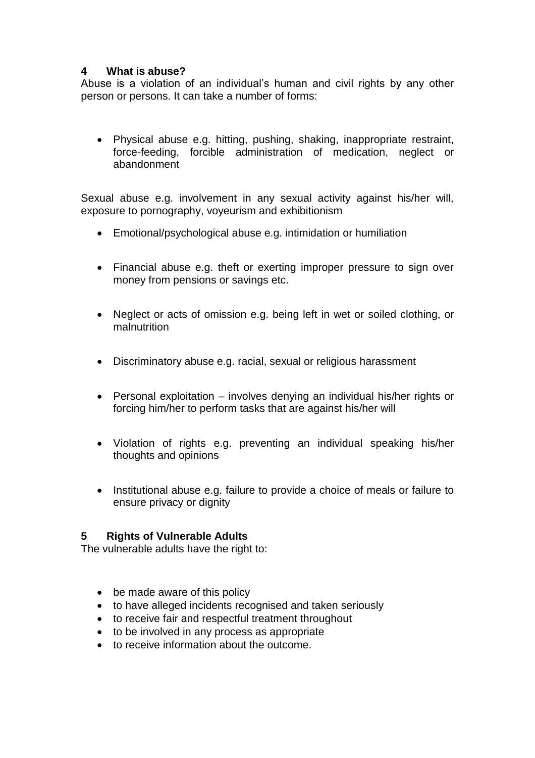## 4 What is abuse?

Abuse is a violation of an individual's human and civil rights by any other person or persons. It can take a number of forms:

- Physical abuse e.g. hitting, pushing, shaking, inappropriate restraint, force-feeding, forcible administration of medication, neglect or abandonment

Sexual abuse e.g. involvement in any sexual activity against his/her will, exposure to pornography, voyeurism and exhibitionism

- Emotional/psychological abuse e.g. intimidation or humiliation
- Financial abuse e.g. theft or exerting improper pressure to sign over money from pensions or savings etc.
- Neglect or acts of omission e.g. being left in wet or soiled clothing, or malnutrition
- Discriminatory abuse e.g. racial, sexual or religious harassment
- Personal exploitation – involves denying an individual his/her rights or forcing him/her to perform tasks that are against his/her will
- Violation of rights e.g. preventing an individual speaking his/her thoughts and opinions
- Institutional abuse e.g. failure to provide a choice of meals or failure to ensure privacy or dignity

## 5 Rights of Vulnerable Adults

The vulnerable adults have the right to:

- be made aware of this policy
- to have alleged incidents recognised and taken seriously
- to receive fair and respectful treatment throughout
- to be involved in any process as appropriate
- to receive information about the outcome.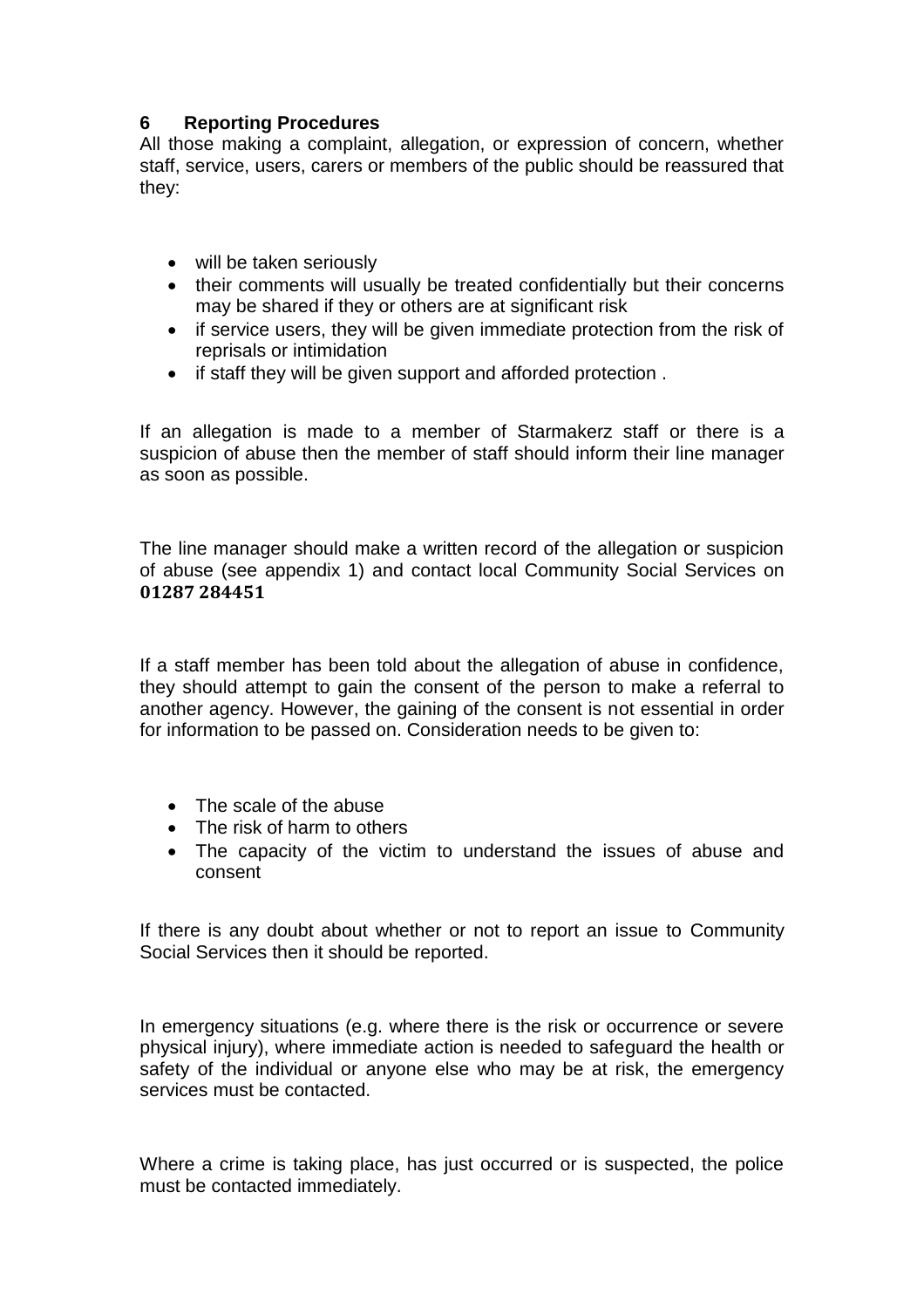## 6 Reporting Procedures

All those making a complaint, allegation, or expression of concern, whether staff, service, users, carers or members of the public should be reassured that they:

- will be taken seriously
- their comments will usually be treated confidentially but their concerns may be shared if they or others are at significant risk
- if service users, they will be given immediate protection from the risk of reprisals or intimidation
- if staff they will be given support and afforded protection .

If an allegation is made to a member of Starmakerz staff or there is a suspicion of abuse then the member of staff should inform their line manager as soon as possible.

The line manager should make a written record of the allegation or suspicion of abuse (see appendix 1) and contact local Community Social Services on **01287 284451**

If a staff member has been told about the allegation of abuse in confidence, they should attempt to gain the consent of the person to make a referral to another agency. However, the gaining of the consent is not essential in order for information to be passed on. Consideration needs to be given to:

- The scale of the abuse
- The risk of harm to others
- The capacity of the victim to understand the issues of abuse and consent

If there is any doubt about whether or not to report an issue to Community Social Services then it should be reported.

In emergency situations (e.g. where there is the risk or occurrence or severe physical injury), where immediate action is needed to safeguard the health or safety of the individual or anyone else who may be at risk, the emergency services must be contacted.

Where a crime is taking place, has just occurred or is suspected, the police must be contacted immediately.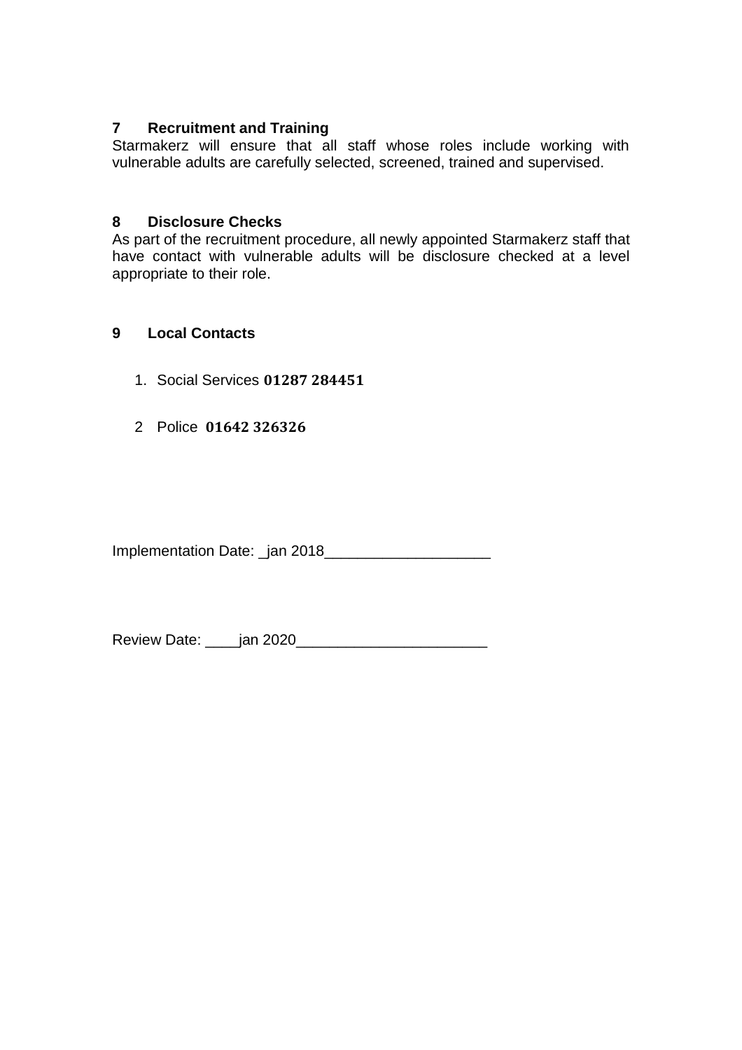## 7 Recruitment and Training

Starmakerz will ensure that all staff whose roles include working with vulnerable adults are carefully selected, screened, trained and supervised.

## 8 Disclosure Checks

As part of the recruitment procedure, all newly appointed Starmakerz staff that have contact with vulnerable adults will be disclosure checked at a level appropriate to their role.

## 9 Local Contacts

1. Social Services **01287 284451**

2. Police **01642 326326**

Implementation Date: _jan 2018____________________

Review Date: ____jan 2020_______________________